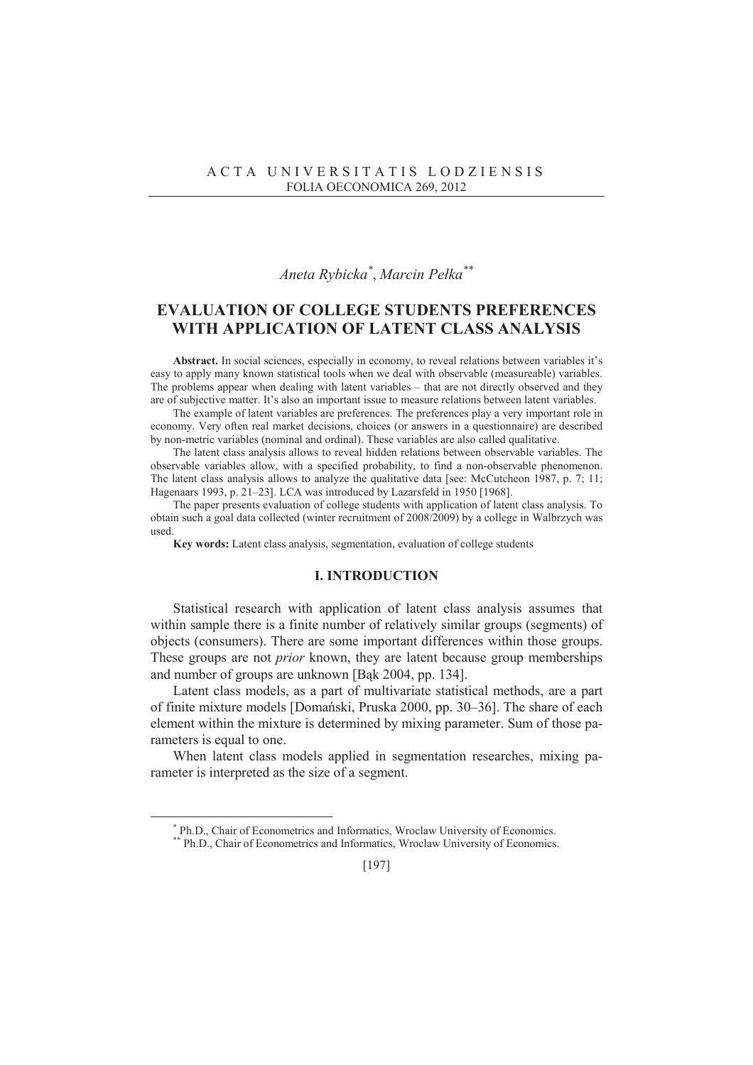*Aneta Rybicka*[*], *Marcin Pełka*[**]

# EVALUATION OF COLLEGE STUDENTS PREFERENCES WITH APPLICATION OF LATENT CLASS ANALYSIS

**Abstract.** In social sciences, especially in economy, to reveal relations between variables it's easy to apply many known statistical tools when we deal with observable (measureable) variables. The problems appear when dealing with latent variables – that are not directly observed and they are of subjective matter. It's also an important issue to measure relations between latent variables.

The example of latent variables are preferences. The preferences play a very important role in economy. Very often real market decisions, choices (or answers in a questionnaire) are described by non-metric variables (nominal and ordinal). These variables are also called qualitative.

The latent class analysis allows to reveal hidden relations between observable variables. The observable variables allow, with a specified probability, to find a non-observable phenomenon. The latent class analysis allows to analyze the qualitative data [see: McCutcheon 1987, p. 7; 11; Hagenaars 1993, p. 21–23]. LCA was introduced by Lazarsfeld in 1950 [1968].

The paper presents evaluation of college students with application of latent class analysis. To obtain such a goal data collected (winter recruitment of 2008/2009) by a college in Walbrzych was used.

**Key words:** Latent class analysis, segmentation, evaluation of college students

## I. INTRODUCTION

Statistical research with application of latent class analysis assumes that within sample there is a finite number of relatively similar groups (segments) of objects (consumers). There are some important differences within those groups. These groups are not *prior* known, they are latent because group memberships and number of groups are unknown [Bąk 2004, pp. 134].

Latent class models, as a part of multivariate statistical methods, are a part of finite mixture models [Domański, Pruska 2000, pp. 30–36]. The share of each element within the mixture is determined by mixing parameter. Sum of those parameters is equal to one.

When latent class models applied in segmentation researches, mixing parameter is interpreted as the size of a segment.

[*] Ph.D., Chair of Econometrics and Informatics, Wroclaw University of Economics.

[**] Ph.D., Chair of Econometrics and Informatics, Wroclaw University of Economics.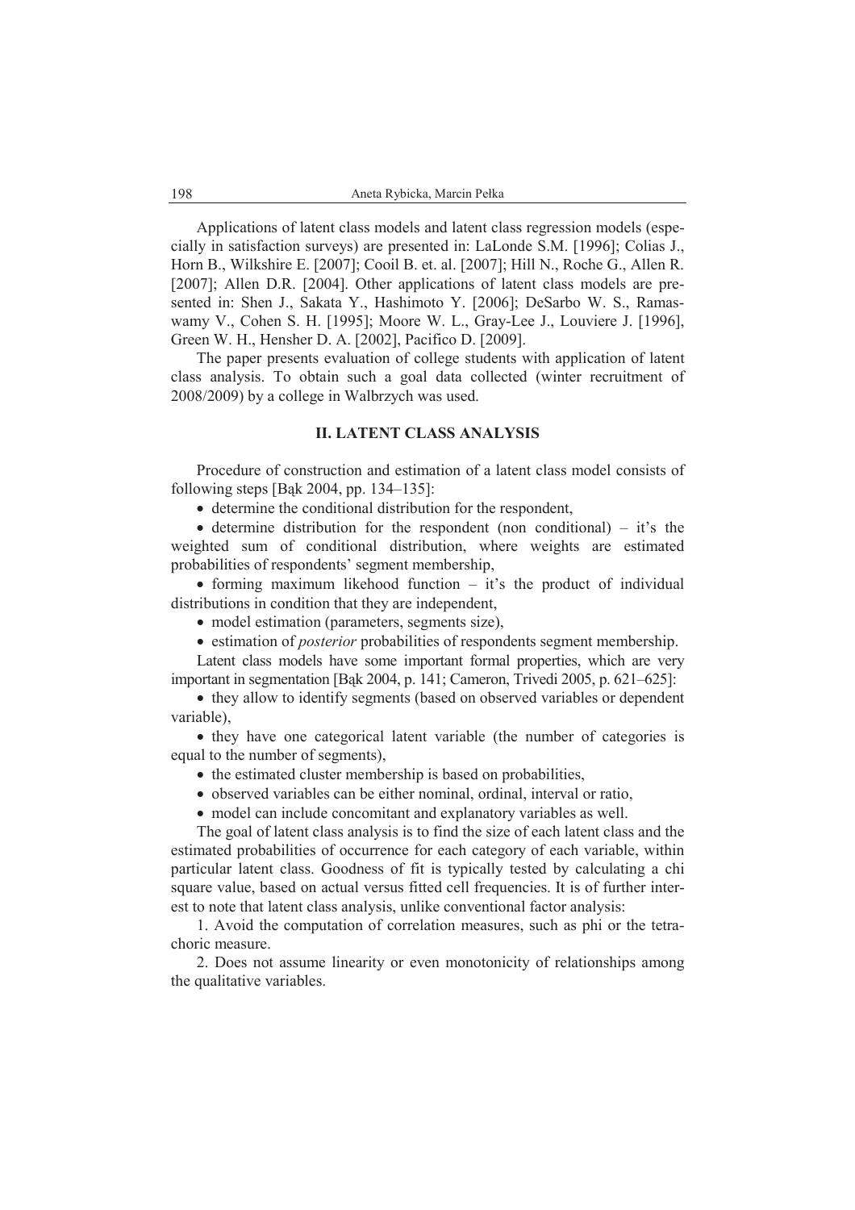Applications of latent class models and latent class regression models (especially in satisfaction surveys) are presented in: LaLonde S.M. [1996]; Colias J., Horn B., Wilkshire E. [2007]; Cooil B. et. al. [2007]; Hill N., Roche G., Allen R. [2007]; Allen D.R. [2004]. Other applications of latent class models are presented in: Shen J., Sakata Y., Hashimoto Y. [2006]; DeSarbo W. S., Ramaswamy V., Cohen S. H. [1995]; Moore W. L., Gray-Lee J., Louviere J. [1996], Green W. H., Hensher D. A. [2002], Pacifico D. [2009].

The paper presents evaluation of college students with application of latent class analysis. To obtain such a goal data collected (winter recruitment of 2008/2009) by a college in Walbrzych was used.

## II. LATENT CLASS ANALYSIS

Procedure of construction and estimation of a latent class model consists of following steps [Bąk 2004, pp. 134–135]:

- determine the conditional distribution for the respondent,
- determine distribution for the respondent (non conditional) – it's the weighted sum of conditional distribution, where weights are estimated probabilities of respondents' segment membership,
- forming maximum likehood function – it's the product of individual distributions in condition that they are independent,
- model estimation (parameters, segments size),
- estimation of *posterior* probabilities of respondents segment membership.

Latent class models have some important formal properties, which are very important in segmentation [Bąk 2004, p. 141; Cameron, Trivedi 2005, p. 621–625]:

- they allow to identify segments (based on observed variables or dependent variable),
- they have one categorical latent variable (the number of categories is equal to the number of segments),
- the estimated cluster membership is based on probabilities,
- observed variables can be either nominal, ordinal, interval or ratio,
- model can include concomitant and explanatory variables as well.

The goal of latent class analysis is to find the size of each latent class and the estimated probabilities of occurrence for each category of each variable, within particular latent class. Goodness of fit is typically tested by calculating a chi square value, based on actual versus fitted cell frequencies. It is of further interest to note that latent class analysis, unlike conventional factor analysis:

1. Avoid the computation of correlation measures, such as phi or the tetrachoric measure.
2. Does not assume linearity or even monotonicity of relationships among the qualitative variables.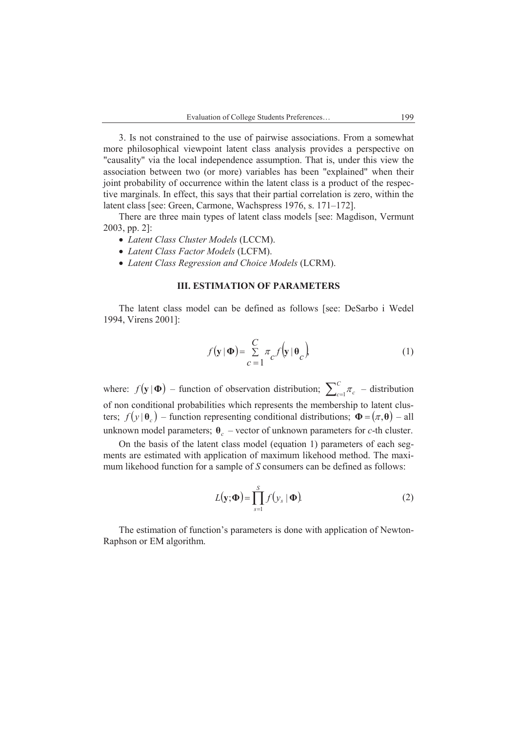3. Is not constrained to the use of pairwise associations. From a somewhat more philosophical viewpoint latent class analysis provides a perspective on "causality" via the local independence assumption. That is, under this view the association between two (or more) variables has been "explained" when their joint probability of occurrence within the latent class is a product of the respective marginals. In effect, this says that their partial correlation is zero, within the latent class [see: Green, Carmone, Wachspress 1976, s. 171–172].

There are three main types of latent class models [see: Magdison, Vermunt 2003, pp. 2]:

- *Latent Class Cluster Models* (LCCM).
- *Latent Class Factor Models* (LCFM).
- *Latent Class Regression and Choice Models* (LCRM).

## III. ESTIMATION OF PARAMETERS

The latent class model can be defined as follows [see: DeSarbo i Wedel 1994, Virens 2001]:

$$f(\mathbf{y} \mid \mathbf{\Phi}) = \sum_{c=1}^{C} \pi_c f(\mathbf{y} \mid \mathbf{\theta}_c), \tag{1}$$

where: $f(\mathbf{y} \mid \mathbf{\Phi})$ – function of observation distribution; $\sum_{c=1}^{C} \pi_c$ – distribution of non conditional probabilities which represents the membership to latent clusters; $f(y \mid \mathbf{\theta}_c)$ – function representing conditional distributions; $\mathbf{\Phi} = (\pi, \mathbf{\theta})$ – all unknown model parameters; $\mathbf{\theta}_c$ – vector of unknown parameters for *c*-th cluster.

On the basis of the latent class model (equation 1) parameters of each segments are estimated with application of maximum likehood method. The maximum likehood function for a sample of *S* consumers can be defined as follows:

$$L(\mathbf{y}; \mathbf{\Phi}) = \prod_{s=1}^{S} f(y_s \mid \mathbf{\Phi}). \tag{2}$$

The estimation of function's parameters is done with application of Newton-Raphson or EM algorithm.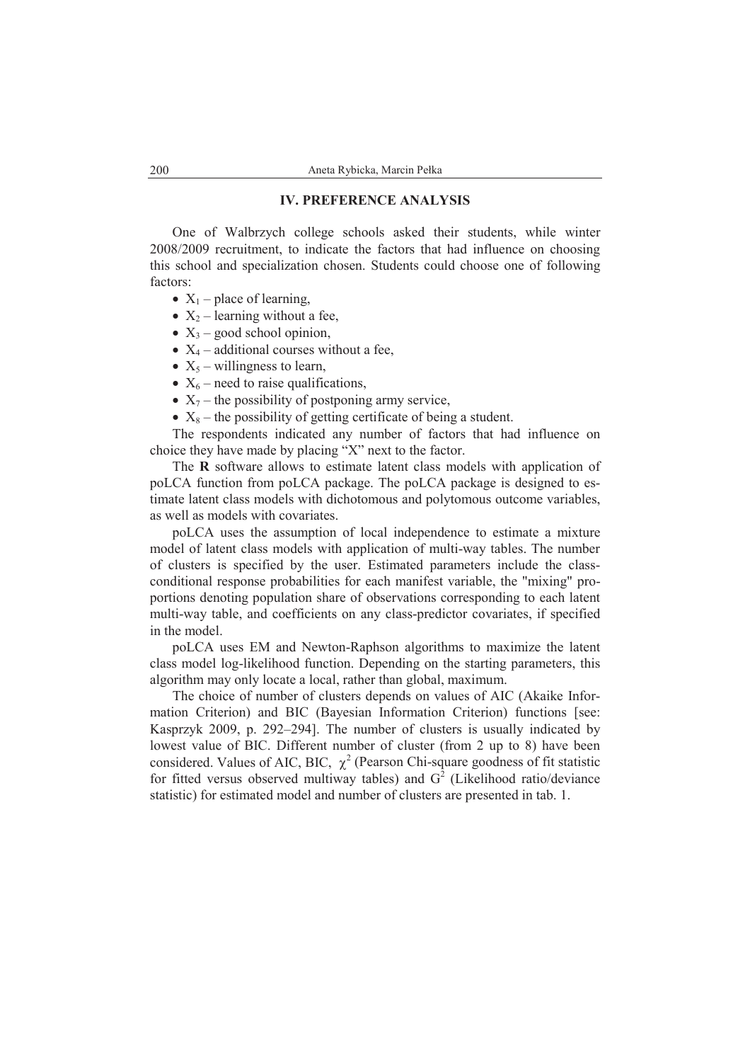## IV. PREFERENCE ANALYSIS

One of Walbrzych college schools asked their students, while winter 2008/2009 recruitment, to indicate the factors that had influence on choosing this school and specialization chosen. Students could choose one of following factors:

- $X_1$ – place of learning,
- $X_2$ – learning without a fee,
- $X_3$ – good school opinion,
- $X_4$ – additional courses without a fee,
- $X_5$ – willingness to learn,
- $X_6$ – need to raise qualifications,
- $X_7$ – the possibility of postponing army service,
- $X_8$ – the possibility of getting certificate of being a student.

The respondents indicated any number of factors that had influence on choice they have made by placing "X" next to the factor.

The **R** software allows to estimate latent class models with application of poLCA function from poLCA package. The poLCA package is designed to estimate latent class models with dichotomous and polytomous outcome variables, as well as models with covariates.

poLCA uses the assumption of local independence to estimate a mixture model of latent class models with application of multi-way tables. The number of clusters is specified by the user. Estimated parameters include the class-conditional response probabilities for each manifest variable, the "mixing" proportions denoting population share of observations corresponding to each latent multi-way table, and coefficients on any class-predictor covariates, if specified in the model.

poLCA uses EM and Newton-Raphson algorithms to maximize the latent class model log-likelihood function. Depending on the starting parameters, this algorithm may only locate a local, rather than global, maximum.

The choice of number of clusters depends on values of AIC (Akaike Information Criterion) and BIC (Bayesian Information Criterion) functions [see: Kasprzyk 2009, p. 292–294]. The number of clusters is usually indicated by lowest value of BIC. Different number of cluster (from 2 up to 8) have been considered. Values of AIC, BIC, $\chi^2$ (Pearson Chi-square goodness of fit statistic for fitted versus observed multiway tables) and $G^2$ (Likelihood ratio/deviance statistic) for estimated model and number of clusters are presented in tab. 1.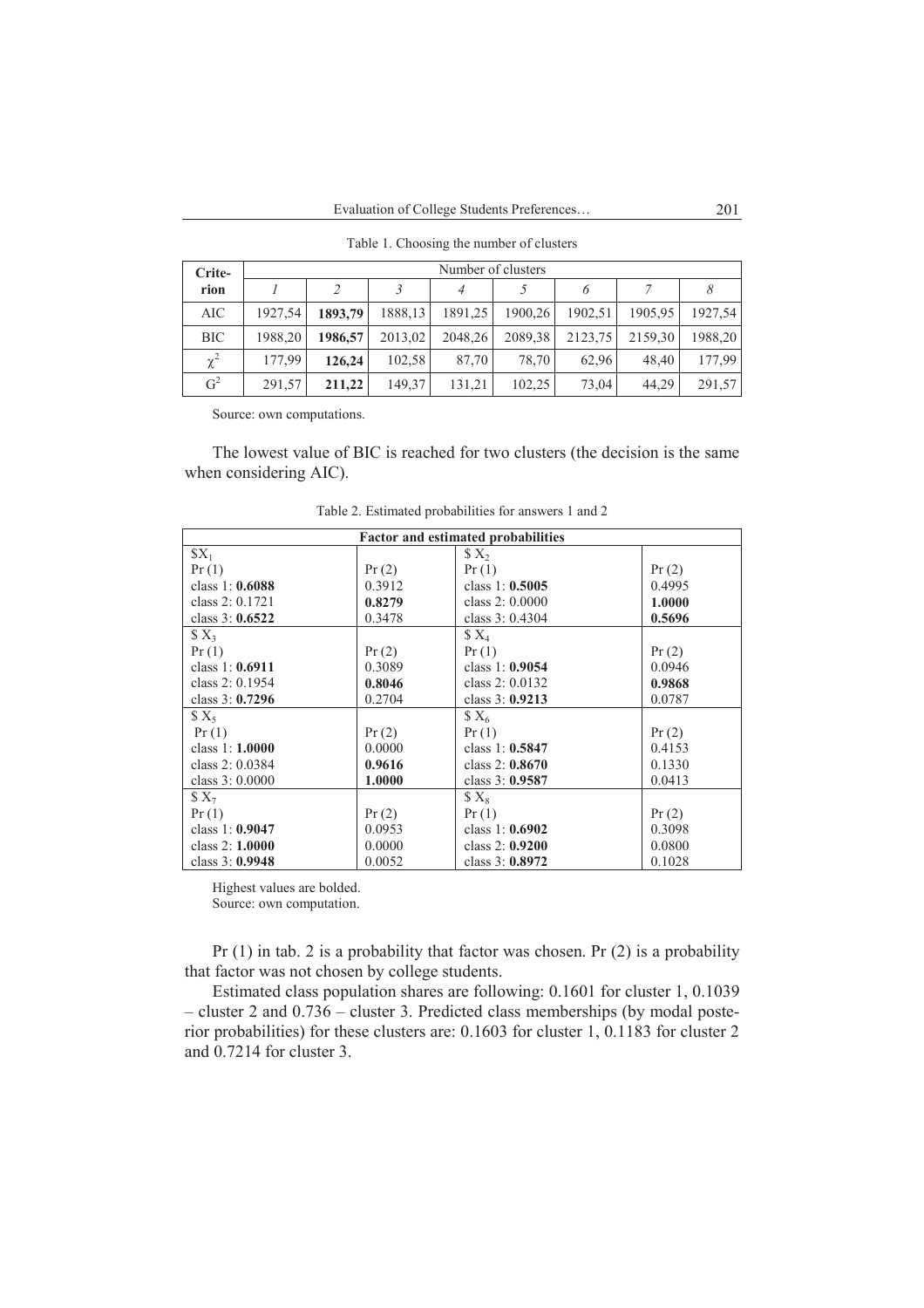Table 1. Choosing the number of clusters

| Criterion | Number of clusters | | | | | | | |
|---|---|---|---|---|---|---|---|---|
| | *1* | *2* | *3* | *4* | *5* | *6* | *7* | *8* |
| AIC | 1927,54 | **1893,79** | 1888,13 | 1891,25 | 1900,26 | 1902,51 | 1905,95 | 1927,54 |
| BIC | 1988,20 | **1986,57** | 2013,02 | 2048,26 | 2089,38 | 2123,75 | 2159,30 | 1988,20 |
| $\chi^2$ | 177,99 | **126,24** | 102,58 | 87,70 | 78,70 | 62,96 | 48,40 | 177,99 |
| $G^2$ | 291,57 | **211,22** | 149,37 | 131,21 | 102,25 | 73,04 | 44,29 | 291,57 |

Source: own computations.

The lowest value of BIC is reached for two clusters (the decision is the same when considering AIC).

Table 2. Estimated probabilities for answers 1 and 2

| **Factor and estimated probabilities** | | | |
|---|---|---|---|
| $\$X_1$ | | $\$X_2$ | |
| Pr (1) | Pr (2) | Pr (1) | Pr (2) |
| class 1: **0.6088** | 0.3912 | class 1: **0.5005** | 0.4995 |
| class 2: 0.1721 | **0.8279** | class 2: 0.0000 | **1.0000** |
| class 3: **0.6522** | 0.3478 | class 3: 0.4304 | **0.5696** |
| $\$X_3$ | | $\$X_4$ | |
| Pr (1) | Pr (2) | Pr (1) | Pr (2) |
| class 1: **0.6911** | 0.3089 | class 1: **0.9054** | 0.0946 |
| class 2: 0.1954 | **0.8046** | class 2: 0.0132 | **0.9868** |
| class 3: **0.7296** | 0.2704 | class 3: **0.9213** | 0.0787 |
| $\$X_5$ | | $\$X_6$ | |
| Pr (1) | Pr (2) | Pr (1) | Pr (2) |
| class 1: **1.0000** | 0.0000 | class 1: **0.5847** | 0.4153 |
| class 2: 0.0384 | **0.9616** | class 2: **0.8670** | 0.1330 |
| class 3: 0.0000 | **1.0000** | class 3: **0.9587** | 0.0413 |
| $\$X_7$ | | $\$X_8$ | |
| Pr (1) | Pr (2) | Pr (1) | Pr (2) |
| class 1: **0.9047** | 0.0953 | class 1: **0.6902** | 0.3098 |
| class 2: **1.0000** | 0.0000 | class 2: **0.9200** | 0.0800 |
| class 3: **0.9948** | 0.0052 | class 3: **0.8972** | 0.1028 |

Highest values are bolded.
Source: own computation.

Pr (1) in tab. 2 is a probability that factor was chosen. Pr (2) is a probability that factor was not chosen by college students.

Estimated class population shares are following: 0.1601 for cluster 1, 0.1039 – cluster 2 and 0.736 – cluster 3. Predicted class memberships (by modal posterior probabilities) for these clusters are: 0.1603 for cluster 1, 0.1183 for cluster 2 and 0.7214 for cluster 3.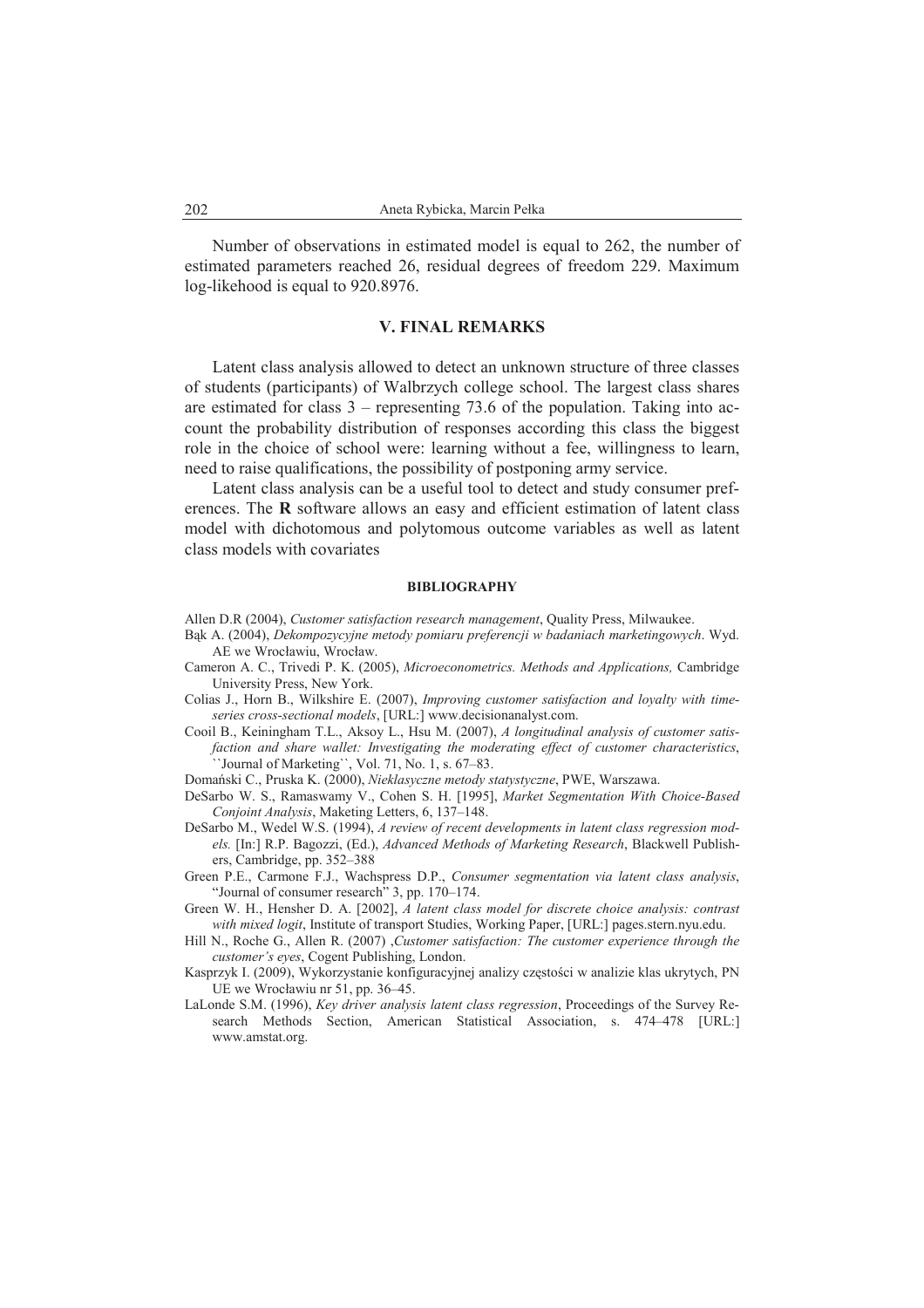Number of observations in estimated model is equal to 262, the number of estimated parameters reached 26, residual degrees of freedom 229. Maximum log-likehood is equal to 920.8976.

## V. FINAL REMARKS

Latent class analysis allowed to detect an unknown structure of three classes of students (participants) of Walbrzych college school. The largest class shares are estimated for class 3 – representing 73.6 of the population. Taking into account the probability distribution of responses according this class the biggest role in the choice of school were: learning without a fee, willingness to learn, need to raise qualifications, the possibility of postponing army service.

Latent class analysis can be a useful tool to detect and study consumer preferences. The **R** software allows an easy and efficient estimation of latent class model with dichotomous and polytomous outcome variables as well as latent class models with covariates

### BIBLIOGRAPHY

Allen D.R (2004), *Customer satisfaction research management*, Quality Press, Milwaukee.

Bąk A. (2004), *Dekompozycyjne metody pomiaru preferencji w badaniach marketingowych*. Wyd. AE we Wrocławiu, Wrocław.

Cameron A. C., Trivedi P. K. (2005), *Microeconometrics. Methods and Applications,* Cambridge University Press, New York.

Colias J., Horn B., Wilkshire E. (2007), *Improving customer satisfaction and loyalty with time-series cross-sectional models*, [URL:] www.decisionanalyst.com.

Cooil B., Keiningham T.L., Aksoy L., Hsu M. (2007), *A longitudinal analysis of customer satisfaction and share wallet: Investigating the moderating effect of customer characteristics*, ``Journal of Marketing``, Vol. 71, No. 1, s. 67–83.

Domański C., Pruska K. (2000), *Nieklasyczne metody statystyczne*, PWE, Warszawa.

DeSarbo W. S., Ramaswamy V., Cohen S. H. [1995], *Market Segmentation With Choice-Based Conjoint Analysis*, Maketing Letters, 6, 137–148.

DeSarbo M., Wedel W.S. (1994), *A review of recent developments in latent class regression models.* [In:] R.P. Bagozzi, (Ed.), *Advanced Methods of Marketing Research*, Blackwell Publishers, Cambridge, pp. 352–388

Green P.E., Carmone F.J., Wachspress D.P., *Consumer segmentation via latent class analysis*, "Journal of consumer research" 3, pp. 170–174.

Green W. H., Hensher D. A. [2002], *A latent class model for discrete choice analysis: contrast with mixed logit*, Institute of transport Studies, Working Paper, [URL:] pages.stern.nyu.edu.

Hill N., Roche G., Allen R. (2007) ,*Customer satisfaction: The customer experience through the customer's eyes*, Cogent Publishing, London.

Kasprzyk I. (2009), Wykorzystanie konfiguracyjnej analizy częstości w analizie klas ukrytych, PN UE we Wrocławiu nr 51, pp. 36–45.

LaLonde S.M. (1996), *Key driver analysis latent class regression*, Proceedings of the Survey Research Methods Section, American Statistical Association, s. 474–478 [URL:] www.amstat.org.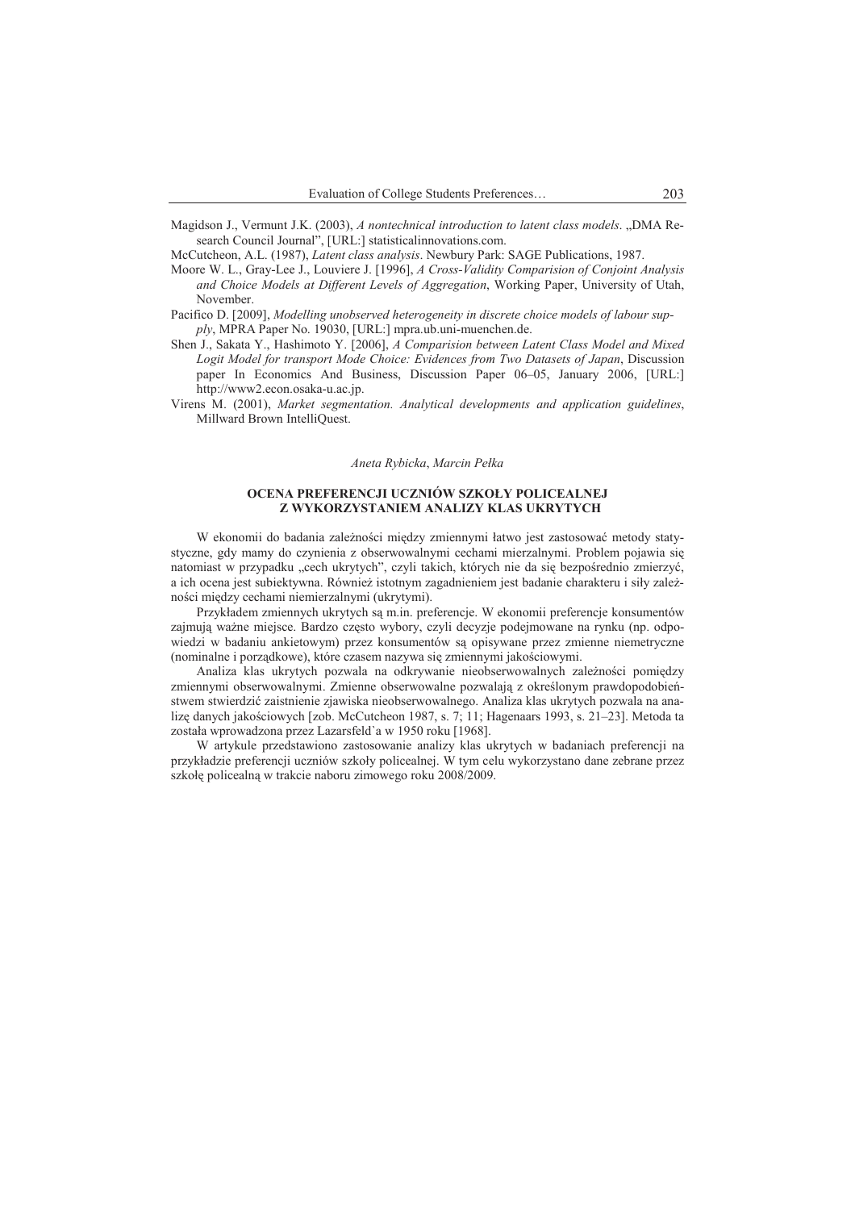Magidson J., Vermunt J.K. (2003), *A nontechnical introduction to latent class models*. „DMA Research Council Journal", [URL:] statisticalinnovations.com.

McCutcheon, A.L. (1987), *Latent class analysis*. Newbury Park: SAGE Publications, 1987.

Moore W. L., Gray-Lee J., Louviere J. [1996], *A Cross-Validity Comparision of Conjoint Analysis and Choice Models at Different Levels of Aggregation*, Working Paper, University of Utah, November.

Pacifico D. [2009], *Modelling unobserved heterogeneity in discrete choice models of labour supply*, MPRA Paper No. 19030, [URL:] mpra.ub.uni-muenchen.de.

Shen J., Sakata Y., Hashimoto Y. [2006], *A Comparision between Latent Class Model and Mixed Logit Model for transport Mode Choice: Evidences from Two Datasets of Japan*, Discussion paper In Economics And Business, Discussion Paper 06–05, January 2006, [URL:] http://www2.econ.osaka-u.ac.jp.

Virens M. (2001), *Market segmentation. Analytical developments and application guidelines*, Millward Brown IntelliQuest.

*Aneta Rybicka*, *Marcin Pełka*

## OCENA PREFERENCJI UCZNIÓW SZKOŁY POLICEALNEJ Z WYKORZYSTANIEM ANALIZY KLAS UKRYTYCH

W ekonomii do badania zależności między zmiennymi łatwo jest zastosować metody statystyczne, gdy mamy do czynienia z obserwowalnymi cechami mierzalnymi. Problem pojawia się natomiast w przypadku „cech ukrytych", czyli takich, których nie da się bezpośrednio zmierzyć, a ich ocena jest subiektywna. Również istotnym zagadnieniem jest badanie charakteru i siły zależności między cechami niemierzalnymi (ukrytymi).

Przykładem zmiennych ukrytych są m.in. preferencje. W ekonomii preferencje konsumentów zajmują ważne miejsce. Bardzo często wybory, czyli decyzje podejmowane na rynku (np. odpowiedzi w badaniu ankietowym) przez konsumentów są opisywane przez zmienne niemetryczne (nominalne i porządkowe), które czasem nazywa się zmiennymi jakościowymi.

Analiza klas ukrytych pozwala na odkrywanie nieobserwowalnych zależności pomiędzy zmiennymi obserwowalnymi. Zmienne obserwowalne pozwalają z określonym prawdopodobieństwem stwierdzić zaistnienie zjawiska nieobserwowalnego. Analiza klas ukrytych pozwala na analizę danych jakościowych [zob. McCutcheon 1987, s. 7; 11; Hagenaars 1993, s. 21–23]. Metoda ta została wprowadzona przez Lazarsfeld`a w 1950 roku [1968].

W artykule przedstawiono zastosowanie analizy klas ukrytych w badaniach preferencji na przykładzie preferencji uczniów szkoły policealnej. W tym celu wykorzystano dane zebrane przez szkołę policealną w trakcie naboru zimowego roku 2008/2009.